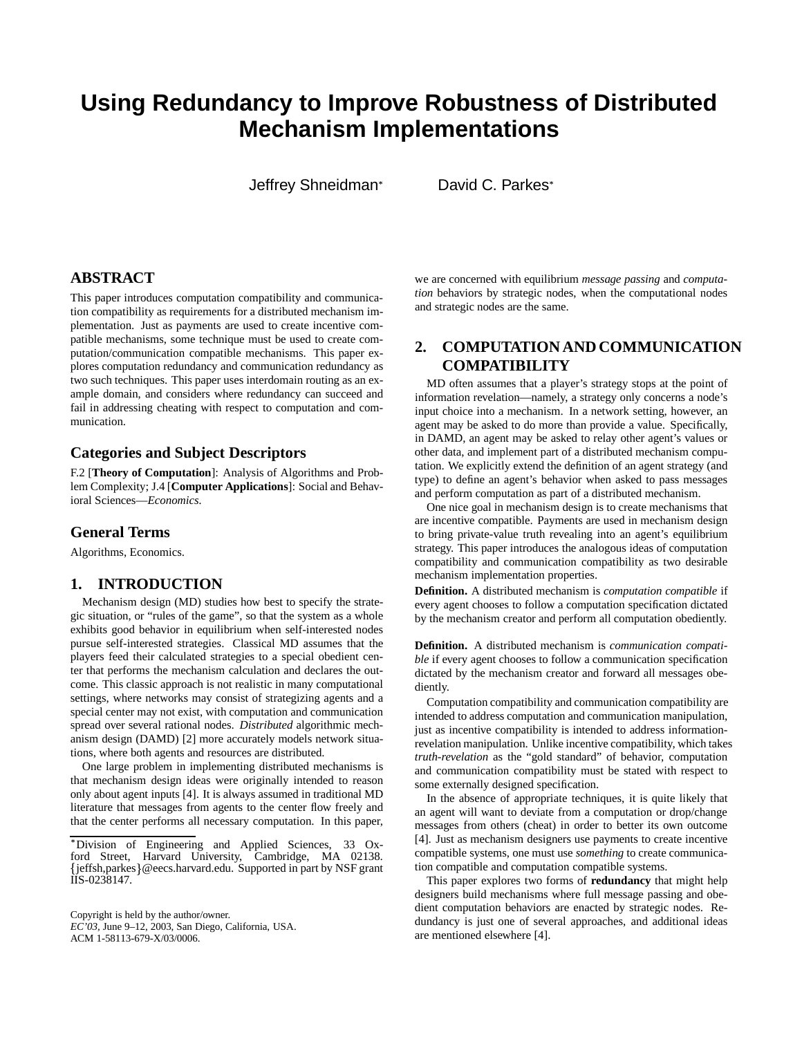# Using Redundancy to Improve Robustness of Distributed Mechanism Implementations

Jeffrey Shneidman* David C. Parkes*

## ABSTRACT

This paper introduces computation compatibility and communication compatibility as requirements for a distributed mechanism implementation. Just as payments are used to create incentive compatible mechanisms, some technique must be used to create computation/communication compatible mechanisms. This paper explores computation redundancy and communication redundancy as two such techniques. This paper uses interdomain routing as an example domain, and considers where redundancy can succeed and fail in addressing cheating with respect to computation and communication.

### Categories and Subject Descriptors

F.2 [**Theory of Computation**]: Analysis of Algorithms and Problem Complexity; J.4 [**Computer Applications**]: Social and Behavioral Sciences—*Economics*.

### General Terms

Algorithms, Economics.

## 1. INTRODUCTION

Mechanism design (MD) studies how best to specify the strategic situation, or "rules of the game", so that the system as a whole exhibits good behavior in equilibrium when self-interested nodes pursue self-interested strategies. Classical MD assumes that the players feed their calculated strategies to a special obedient center that performs the mechanism calculation and declares the outcome. This classic approach is not realistic in many computational settings, where networks may consist of strategizing agents and a special center may not exist, with computation and communication spread over several rational nodes. *Distributed* algorithmic mechanism design (DAMD) [2] more accurately models network situations, where both agents and resources are distributed.

One large problem in implementing distributed mechanisms is that mechanism design ideas were originally intended to reason only about agent inputs [4]. It is always assumed in traditional MD literature that messages from agents to the center flow freely and that the center performs all necessary computation. In this paper, we are concerned with equilibrium *message passing* and *computation* behaviors by strategic nodes, when the computational nodes and strategic nodes are the same.

*Division of Engineering and Applied Sciences, 33 Oxford Street, Harvard University, Cambridge, MA 02138. {jeffsh,parkes}@eecs.harvard.edu. Supported in part by NSF grant IIS-0238147.

Copyright is held by the author/owner.
*EC'03*, June 9–12, 2003, San Diego, California, USA.
ACM 1-58113-679-X/03/0006.

## 2. COMPUTATION AND COMMUNICATION COMPATIBILITY

MD often assumes that a player's strategy stops at the point of information revelation—namely, a strategy only concerns a node's input choice into a mechanism. In a network setting, however, an agent may be asked to do more than provide a value. Specifically, in DAMD, an agent may be asked to relay other agent's values or other data, and implement part of a distributed mechanism computation. We explicitly extend the definition of an agent strategy (and type) to define an agent's behavior when asked to pass messages and perform computation as part of a distributed mechanism.

One nice goal in mechanism design is to create mechanisms that are incentive compatible. Payments are used in mechanism design to bring private-value truth revealing into an agent's equilibrium strategy. This paper introduces the analogous ideas of computation compatibility and communication compatibility as two desirable mechanism implementation properties.

**Definition.** A distributed mechanism is *computation compatible* if every agent chooses to follow a computation specification dictated by the mechanism creator and perform all computation obediently.

**Definition.** A distributed mechanism is *communication compatible* if every agent chooses to follow a communication specification dictated by the mechanism creator and forward all messages obediently.

Computation compatibility and communication compatibility are intended to address computation and communication manipulation, just as incentive compatibility is intended to address information-revelation manipulation. Unlike incentive compatibility, which takes *truth-revelation* as the "gold standard" of behavior, computation and communication compatibility must be stated with respect to some externally designed specification.

In the absence of appropriate techniques, it is quite likely that an agent will want to deviate from a computation or drop/change messages from others (cheat) in order to better its own outcome [4]. Just as mechanism designers use payments to create incentive compatible systems, one must use *something* to create communication compatible and computation compatible systems.

This paper explores two forms of **redundancy** that might help designers build mechanisms where full message passing and obedient computation behaviors are enacted by strategic nodes. Redundancy is just one of several approaches, and additional ideas are mentioned elsewhere [4].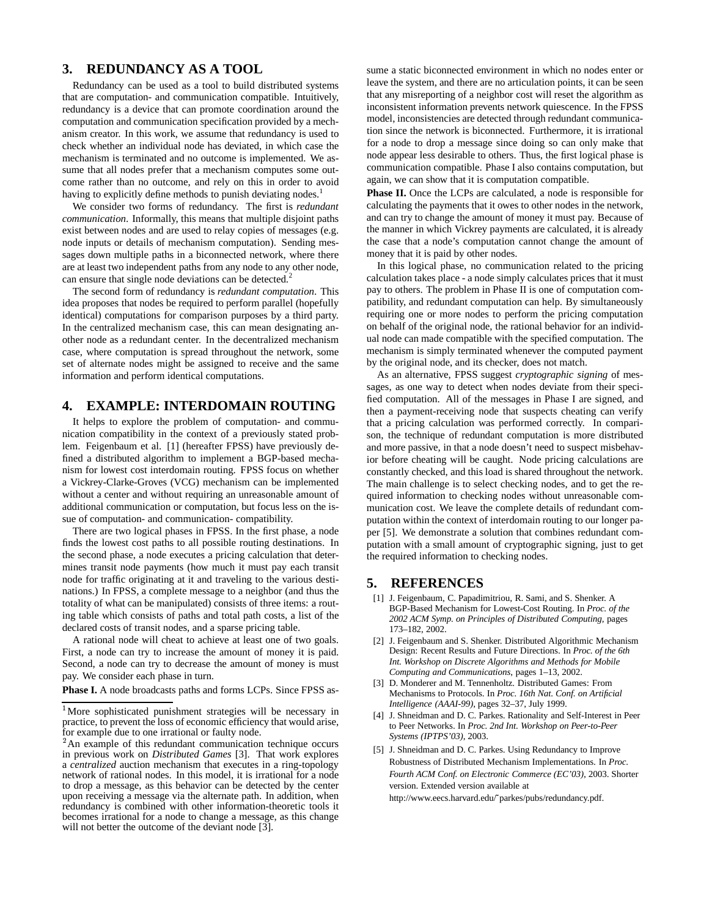## 3. REDUNDANCY AS A TOOL

Redundancy can be used as a tool to build distributed systems that are computation- and communication compatible. Intuitively, redundancy is a device that can promote coordination around the computation and communication specification provided by a mechanism creator. In this work, we assume that redundancy is used to check whether an individual node has deviated, in which case the mechanism is terminated and no outcome is implemented. We assume that all nodes prefer that a mechanism computes some outcome rather than no outcome, and rely on this in order to avoid having to explicitly define methods to punish deviating nodes.[1]

We consider two forms of redundancy. The first is *redundant communication*. Informally, this means that multiple disjoint paths exist between nodes and are used to relay copies of messages (e.g. node inputs or details of mechanism computation). Sending messages down multiple paths in a biconnected network, where there are at least two independent paths from any node to any other node, can ensure that single node deviations can be detected.[2]

The second form of redundancy is *redundant computation*. This idea proposes that nodes be required to perform parallel (hopefully identical) computations for comparison purposes by a third party. In the centralized mechanism case, this can mean designating another node as a redundant center. In the decentralized mechanism case, where computation is spread throughout the network, some set of alternate nodes might be assigned to receive and the same information and perform identical computations.

## 4. EXAMPLE: INTERDOMAIN ROUTING

It helps to explore the problem of computation- and communication compatibility in the context of a previously stated problem. Feigenbaum et al. [1] (hereafter FPSS) have previously defined a distributed algorithm to implement a BGP-based mechanism for lowest cost interdomain routing. FPSS focus on whether a Vickrey-Clarke-Groves (VCG) mechanism can be implemented without a center and without requiring an unreasonable amount of additional communication or computation, but focus less on the issue of computation- and communication- compatibility.

There are two logical phases in FPSS. In the first phase, a node finds the lowest cost paths to all possible routing destinations. In the second phase, a node executes a pricing calculation that determines transit node payments (how much it must pay each transit node for traffic originating at it and traveling to the various destinations.) In FPSS, a complete message to a neighbor (and thus the totality of what can be manipulated) consists of three items: a routing table which consists of paths and total path costs, a list of the declared costs of transit nodes, and a sparse pricing table.

A rational node will cheat to achieve at least one of two goals. First, a node can try to increase the amount of money it is paid. Second, a node can try to decrease the amount of money is must pay. We consider each phase in turn.

**Phase I.** A node broadcasts paths and forms LCPs. Since FPSS assume a static biconnected environment in which no nodes enter or leave the system, and there are no articulation points, it can be seen that any misreporting of a neighbor cost will reset the algorithm as inconsistent information prevents network quiescence. In the FPSS model, inconsistencies are detected through redundant communication since the network is biconnected. Furthermore, it is irrational for a node to drop a message since doing so can only make that node appear less desirable to others. Thus, the first logical phase is communication compatible. Phase I also contains computation, but again, we can show that it is computation compatible.

**Phase II.** Once the LCPs are calculated, a node is responsible for calculating the payments that it owes to other nodes in the network, and can try to change the amount of money it must pay. Because of the manner in which Vickrey payments are calculated, it is already the case that a node's computation cannot change the amount of money that it is paid by other nodes.

In this logical phase, no communication related to the pricing calculation takes place - a node simply calculates prices that it must pay to others. The problem in Phase II is one of computation compatibility, and redundant computation can help. By simultaneously requiring one or more nodes to perform the pricing computation on behalf of the original node, the rational behavior for an individual node can made compatible with the specified computation. The mechanism is simply terminated whenever the computed payment by the original node, and its checker, does not match.

As an alternative, FPSS suggest *cryptographic signing* of messages, as one way to detect when nodes deviate from their specified computation. All of the messages in Phase I are signed, and then a payment-receiving node that suspects cheating can verify that a pricing calculation was performed correctly. In comparison, the technique of redundant computation is more distributed and more passive, in that a node doesn't need to suspect misbehavior before cheating will be caught. Node pricing calculations are constantly checked, and this load is shared throughout the network. The main challenge is to select checking nodes, and to get the required information to checking nodes without unreasonable communication cost. We leave the complete details of redundant computation within the context of interdomain routing to our longer paper [5]. We demonstrate a solution that combines redundant computation with a small amount of cryptographic signing, just to get the required information to checking nodes.

## 5. REFERENCES

[1] J. Feigenbaum, C. Papadimitriou, R. Sami, and S. Shenker. A BGP-Based Mechanism for Lowest-Cost Routing. In *Proc. of the 2002 ACM Symp. on Principles of Distributed Computing*, pages 173–182, 2002.

[2] J. Feigenbaum and S. Shenker. Distributed Algorithmic Mechanism Design: Recent Results and Future Directions. In *Proc. of the 6th Int. Workshop on Discrete Algorithms and Methods for Mobile Computing and Communications*, pages 1–13, 2002.

[3] D. Monderer and M. Tennenholtz. Distributed Games: From Mechanisms to Protocols. In *Proc. 16th Nat. Conf. on Artificial Intelligence (AAAI-99)*, pages 32–37, July 1999.

[4] J. Shneidman and D. C. Parkes. Rationality and Self-Interest in Peer to Peer Networks. In *Proc. 2nd Int. Workshop on Peer-to-Peer Systems (IPTPS'03)*, 2003.

[5] J. Shneidman and D. C. Parkes. Using Redundancy to Improve Robustness of Distributed Mechanism Implementations. In *Proc. Fourth ACM Conf. on Electronic Commerce (EC'03)*, 2003. Shorter version. Extended version available at http://www.eecs.harvard.edu/˜parkes/pubs/redundancy.pdf.

---

[1] More sophisticated punishment strategies will be necessary in practice, to prevent the loss of economic efficiency that would arise, for example due to one irrational or faulty node.

[2] An example of this redundant communication technique occurs in previous work on *Distributed Games* [3]. That work explores a *centralized* auction mechanism that executes in a ring-topology network of rational nodes. In this model, it is irrational for a node to drop a message, as this behavior can be detected by the center upon receiving a message via the alternate path. In addition, when redundancy is combined with other information-theoretic tools it becomes irrational for a node to change a message, as this change will not better the outcome of the deviant node [3].